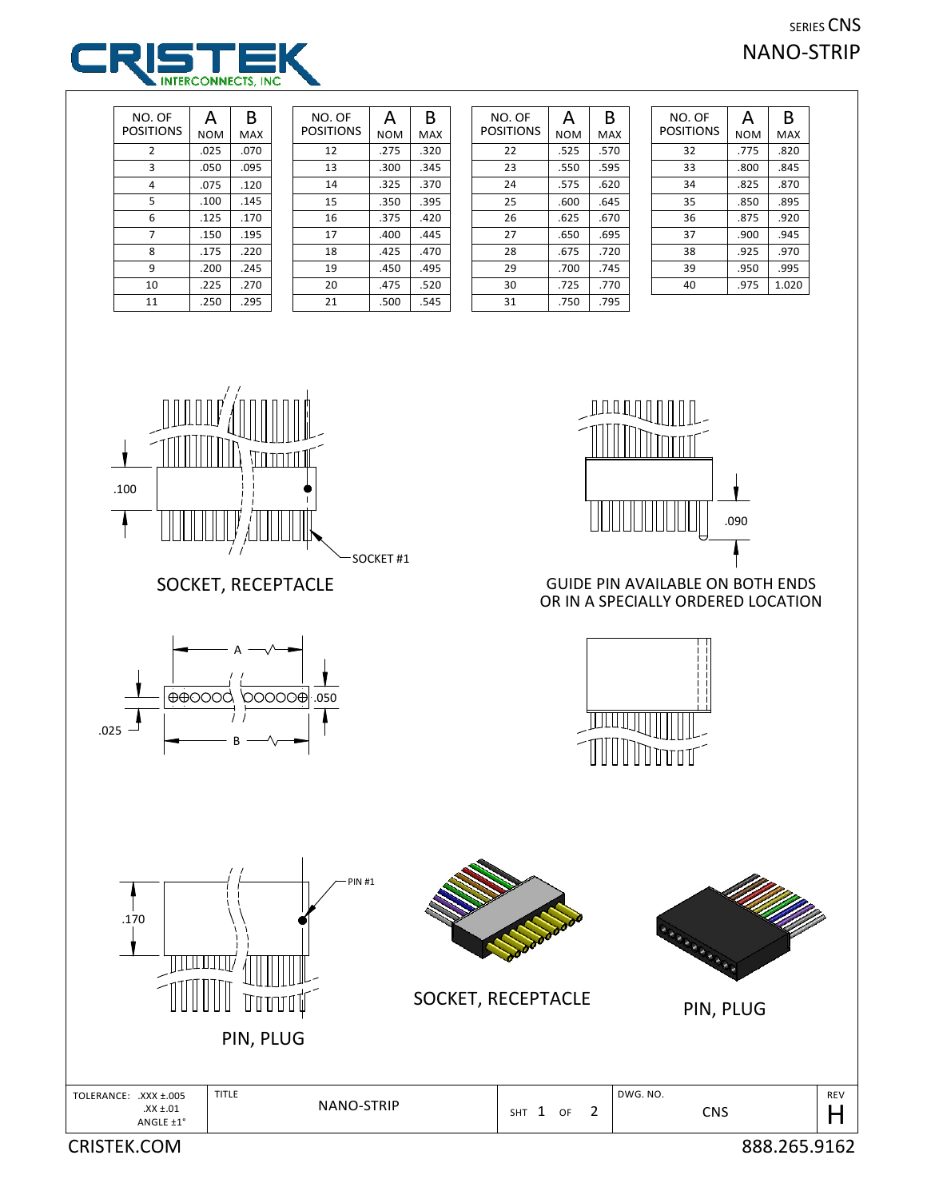# SERIES CNS NANO-STRIP

CRISTEK INTERCONNECTS, INC

| NO. OF POSITIONS | A NOM | B MAX |
|---|---|---|
| 2 | .025 | .070 |
| 3 | .050 | .095 |
| 4 | .075 | .120 |
| 5 | .100 | .145 |
| 6 | .125 | .170 |
| 7 | .150 | .195 |
| 8 | .175 | .220 |
| 9 | .200 | .245 |
| 10 | .225 | .270 |
| 11 | .250 | .295 |
| 12 | .275 | .320 |
| 13 | .300 | .345 |
| 14 | .325 | .370 |
| 15 | .350 | .395 |
| 16 | .375 | .420 |
| 17 | .400 | .445 |
| 18 | .425 | .470 |
| 19 | .450 | .495 |
| 20 | .475 | .520 |
| 21 | .500 | .545 |
| 22 | .525 | .570 |
| 23 | .550 | .595 |
| 24 | .575 | .620 |
| 25 | .600 | .645 |
| 26 | .625 | .670 |
| 27 | .650 | .695 |
| 28 | .675 | .720 |
| 29 | .700 | .745 |
| 30 | .725 | .770 |
| 31 | .750 | .795 |
| 32 | .775 | .820 |
| 33 | .800 | .845 |
| 34 | .825 | .870 |
| 35 | .850 | .895 |
| 36 | .875 | .920 |
| 37 | .900 | .945 |
| 38 | .925 | .970 |
| 39 | .950 | .995 |
| 40 | .975 | 1.020 |

.100

SOCKET #1

SOCKET, RECEPTACLE

.090

GUIDE PIN AVAILABLE ON BOTH ENDS OR IN A SPECIALLY ORDERED LOCATION

A

B

.050

.025

.170

PIN #1

PIN, PLUG

SOCKET, RECEPTACLE

PIN, PLUG

| TOLERANCE: .XXX ±.005, .XX ±.01, ANGLE ±1° | TITLE: NANO-STRIP | SHT 1 OF 2 | DWG. NO. CNS | REV H |
|---|---|---|---|---|

CRISTEK.COM

888.265.9162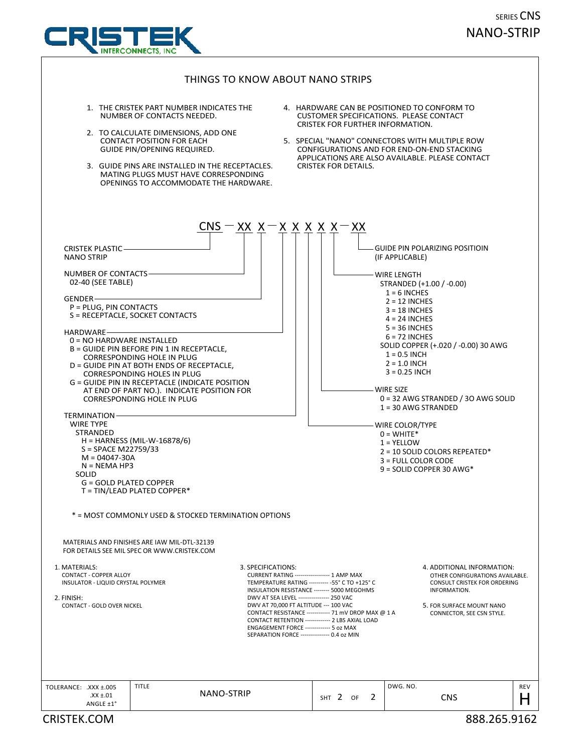SERIES CNS
NANO-STRIP

# THINGS TO KNOW ABOUT NANO STRIPS

1. THE CRISTEK PART NUMBER INDICATES THE NUMBER OF CONTACTS NEEDED.
2. TO CALCULATE DIMENSIONS, ADD ONE CONTACT POSITION FOR EACH GUIDE PIN/OPENING REQUIRED.
3. GUIDE PINS ARE INSTALLED IN THE RECEPTACLES. MATING PLUGS MUST HAVE CORRESPONDING OPENINGS TO ACCOMMODATE THE HARDWARE.
4. HARDWARE CAN BE POSITIONED TO CONFORM TO CUSTOMER SPECIFICATIONS. PLEASE CONTACT CRISTEK FOR FURTHER INFORMATION.
5. SPECIAL "NANO" CONNECTORS WITH MULTIPLE ROW CONFIGURATIONS AND FOR END-ON-END STACKING APPLICATIONS ARE ALSO AVAILABLE. PLEASE CONTACT CRISTEK FOR DETAILS.

## CNS – XX X – X X X X X – XX

**CRISTEK PLASTIC NANO STRIP**

**NUMBER OF CONTACTS**
02-40 (SEE TABLE)

**GENDER**
- P = PLUG, PIN CONTACTS
- S = RECEPTACLE, SOCKET CONTACTS

**HARDWARE**
- 0 = NO HARDWARE INSTALLED
- B = GUIDE PIN BEFORE PIN 1 IN RECEPTACLE, CORRESPONDING HOLE IN PLUG
- D = GUIDE PIN AT BOTH ENDS OF RECEPTACLE, CORRESPONDING HOLES IN PLUG
- G = GUIDE PIN IN RECEPTACLE (INDICATE POSITION AT END OF PART NO.). INDICATE POSITION FOR CORRESPONDING HOLE IN PLUG

**TERMINATION**
WIRE TYPE
- STRANDED
  - H = HARNESS (MIL-W-16878/6)
  - S = SPACE M22759/33
  - M = 04047-30A
  - N = NEMA HP3
- SOLID
  - G = GOLD PLATED COPPER
  - T = TIN/LEAD PLATED COPPER*

**WIRE COLOR/TYPE**
- 0 = WHITE*
- 1 = YELLOW
- 2 = 10 SOLID COLORS REPEATED*
- 3 = FULL COLOR CODE
- 9 = SOLID COPPER 30 AWG*

**WIRE SIZE**
- 0 = 32 AWG STRANDED / 3O AWG SOLID
- 1 = 30 AWG STRANDED

**WIRE LENGTH**
- STRANDED (+1.00 / -0.00)
  - 1 = 6 INCHES
  - 2 = 12 INCHES
  - 3 = 18 INCHES
  - 4 = 24 INCHES
  - 5 = 36 INCHES
  - 6 = 72 INCHES
- SOLID COPPER (+.020 / -0.00) 30 AWG
  - 1 = 0.5 INCH
  - 2 = 1.0 INCH
  - 3 = 0.25 INCH

**GUIDE PIN POLARIZING POSITIOIN (IF APPLICABLE)**

* = MOST COMMONLY USED & STOCKED TERMINATION OPTIONS

MATERIALS AND FINISHES ARE IAW MIL-DTL-32139
FOR DETAILS SEE MIL SPEC OR WWW.CRISTEK.COM

1. MATERIALS:
   - CONTACT - COPPER ALLOY
   - INSULATOR - LIQUID CRYSTAL POLYMER
2. FINISH:
   - CONTACT - GOLD OVER NICKEL
3. SPECIFICATIONS:
   - CURRENT RATING ------------------ 1 AMP MAX
   - TEMPERATURE RATING ---------- -55° C TO +125° C
   - INSULATION RESISTANCE -------- 5000 MEGOHMS
   - DWV AT SEA LEVEL ---------------- 250 VAC
   - DWV AT 70,000 FT ALTITUDE --- 100 VAC
   - CONTACT RESISTANCE ------------ 71 mV DROP MAX @ 1 A
   - CONTACT RETENTION ------------- 2 LBS AXIAL LOAD
   - ENGAGEMENT FORCE ------------- 5 oz MAX
   - SEPARATION FORCE --------------- 0.4 oz MIN
4. ADDITIONAL INFORMATION:
   OTHER CONFIGURATIONS AVAILABLE. CONSULT CRISTEK FOR ORDERING INFORMATION.
5. FOR SURFACE MOUNT NANO CONNECTOR, SEE CSN STYLE.

| TOLERANCE: .XXX ±.005 .XX ±.01 ANGLE ±1° | TITLE NANO-STRIP | SHT 2 OF 2 | DWG. NO. CNS | REV H |
|---|---|---|---|---|

CRISTEK.COM 888.265.9162